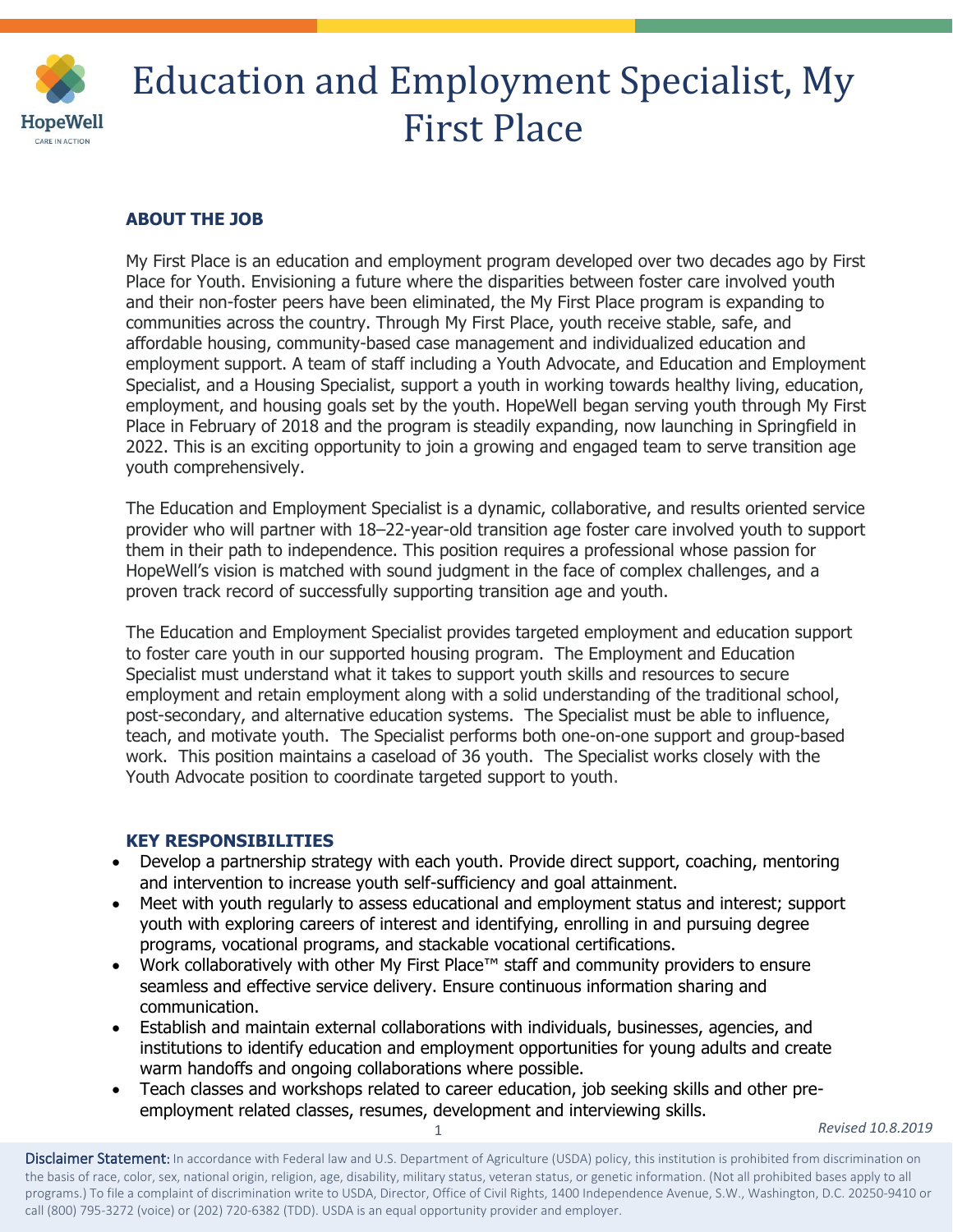# Education and Employment Specialist, My First Place

## ABOUT THE JOB

My First Place is an education and employment program developed over two decades ago by First Place for Youth. Envisioning a future where the disparities between foster care involved youth and their non-foster peers have been eliminated, the My First Place program is expanding to communities across the country. Through My First Place, youth receive stable, safe, and affordable housing, community-based case management and individualized education and employment support. A team of staff including a Youth Advocate, and Education and Employment Specialist, and a Housing Specialist, support a youth in working towards healthy living, education, employment, and housing goals set by the youth. HopeWell began serving youth through My First Place in February of 2018 and the program is steadily expanding, now launching in Springfield in 2022. This is an exciting opportunity to join a growing and engaged team to serve transition age youth comprehensively.

The Education and Employment Specialist is a dynamic, collaborative, and results oriented service provider who will partner with 18–22-year-old transition age foster care involved youth to support them in their path to independence. This position requires a professional whose passion for HopeWell's vision is matched with sound judgment in the face of complex challenges, and a proven track record of successfully supporting transition age and youth.

The Education and Employment Specialist provides targeted employment and education support to foster care youth in our supported housing program. The Employment and Education Specialist must understand what it takes to support youth skills and resources to secure employment and retain employment along with a solid understanding of the traditional school, post-secondary, and alternative education systems. The Specialist must be able to influence, teach, and motivate youth. The Specialist performs both one-on-one support and group-based work. This position maintains a caseload of 36 youth. The Specialist works closely with the Youth Advocate position to coordinate targeted support to youth.

## KEY RESPONSIBILITIES

- Develop a partnership strategy with each youth. Provide direct support, coaching, mentoring and intervention to increase youth self-sufficiency and goal attainment.
- Meet with youth regularly to assess educational and employment status and interest; support youth with exploring careers of interest and identifying, enrolling in and pursuing degree programs, vocational programs, and stackable vocational certifications.
- Work collaboratively with other My First Place™ staff and community providers to ensure seamless and effective service delivery. Ensure continuous information sharing and communication.
- Establish and maintain external collaborations with individuals, businesses, agencies, and institutions to identify education and employment opportunities for young adults and create warm handoffs and ongoing collaborations where possible.
- Teach classes and workshops related to career education, job seeking skills and other pre-employment related classes, resumes, development and interviewing skills.

*Revised 10.8.2019*

**Disclaimer Statement:** In accordance with Federal law and U.S. Department of Agriculture (USDA) policy, this institution is prohibited from discrimination on the basis of race, color, sex, national origin, religion, age, disability, military status, veteran status, or genetic information. (Not all prohibited bases apply to all programs.) To file a complaint of discrimination write to USDA, Director, Office of Civil Rights, 1400 Independence Avenue, S.W., Washington, D.C. 20250-9410 or call (800) 795-3272 (voice) or (202) 720-6382 (TDD). USDA is an equal opportunity provider and employer.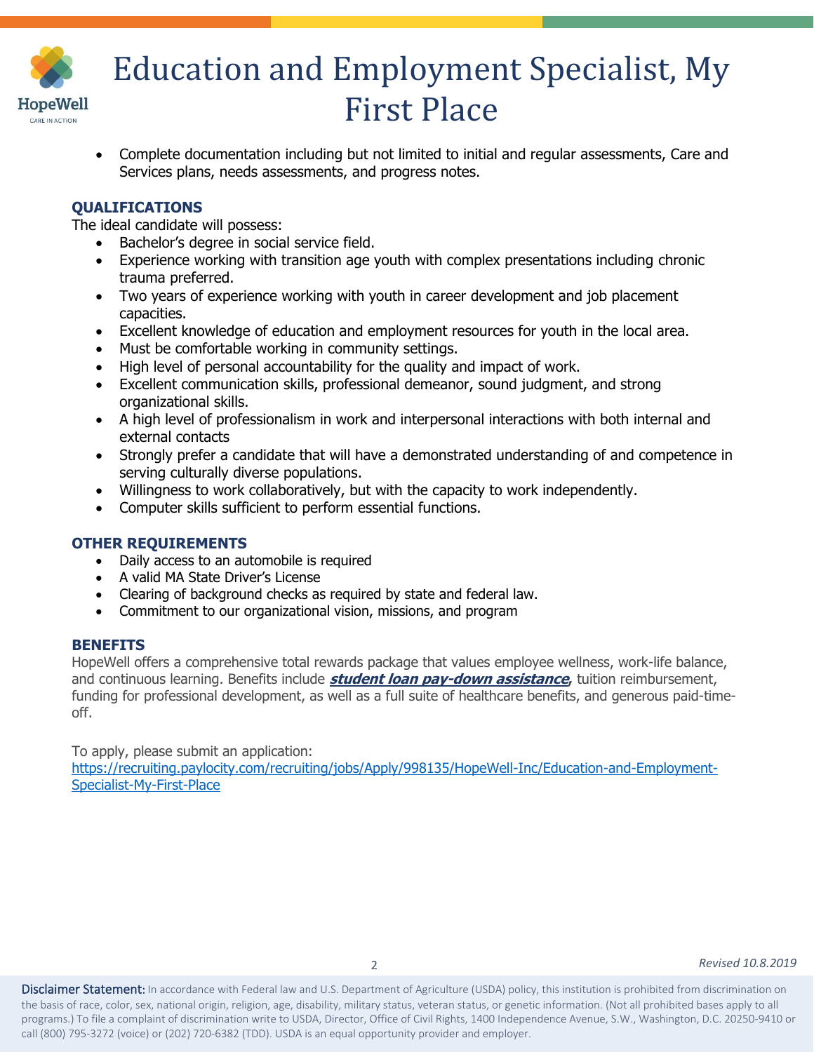- Complete documentation including but not limited to initial and regular assessments, Care and Services plans, needs assessments, and progress notes.

### QUALIFICATIONS

The ideal candidate will possess:

- Bachelor's degree in social service field.
- Experience working with transition age youth with complex presentations including chronic trauma preferred.
- Two years of experience working with youth in career development and job placement capacities.
- Excellent knowledge of education and employment resources for youth in the local area.
- Must be comfortable working in community settings.
- High level of personal accountability for the quality and impact of work.
- Excellent communication skills, professional demeanor, sound judgment, and strong organizational skills.
- A high level of professionalism in work and interpersonal interactions with both internal and external contacts
- Strongly prefer a candidate that will have a demonstrated understanding of and competence in serving culturally diverse populations.
- Willingness to work collaboratively, but with the capacity to work independently.
- Computer skills sufficient to perform essential functions.

### OTHER REQUIREMENTS

- Daily access to an automobile is required
- A valid MA State Driver's License
- Clearing of background checks as required by state and federal law.
- Commitment to our organizational vision, missions, and program

### BENEFITS

HopeWell offers a comprehensive total rewards package that values employee wellness, work-life balance, and continuous learning. Benefits include ***student loan pay-down assistance***, tuition reimbursement, funding for professional development, as well as a full suite of healthcare benefits, and generous paid-time-off.

To apply, please submit an application:
https://recruiting.paylocity.com/recruiting/jobs/Apply/998135/HopeWell-Inc/Education-and-Employment-Specialist-My-First-Place

*Revised 10.8.2019*

**Disclaimer Statement:** In accordance with Federal law and U.S. Department of Agriculture (USDA) policy, this institution is prohibited from discrimination on the basis of race, color, sex, national origin, religion, age, disability, military status, veteran status, or genetic information. (Not all prohibited bases apply to all programs.) To file a complaint of discrimination write to USDA, Director, Office of Civil Rights, 1400 Independence Avenue, S.W., Washington, D.C. 20250-9410 or call (800) 795-3272 (voice) or (202) 720-6382 (TDD). USDA is an equal opportunity provider and employer.